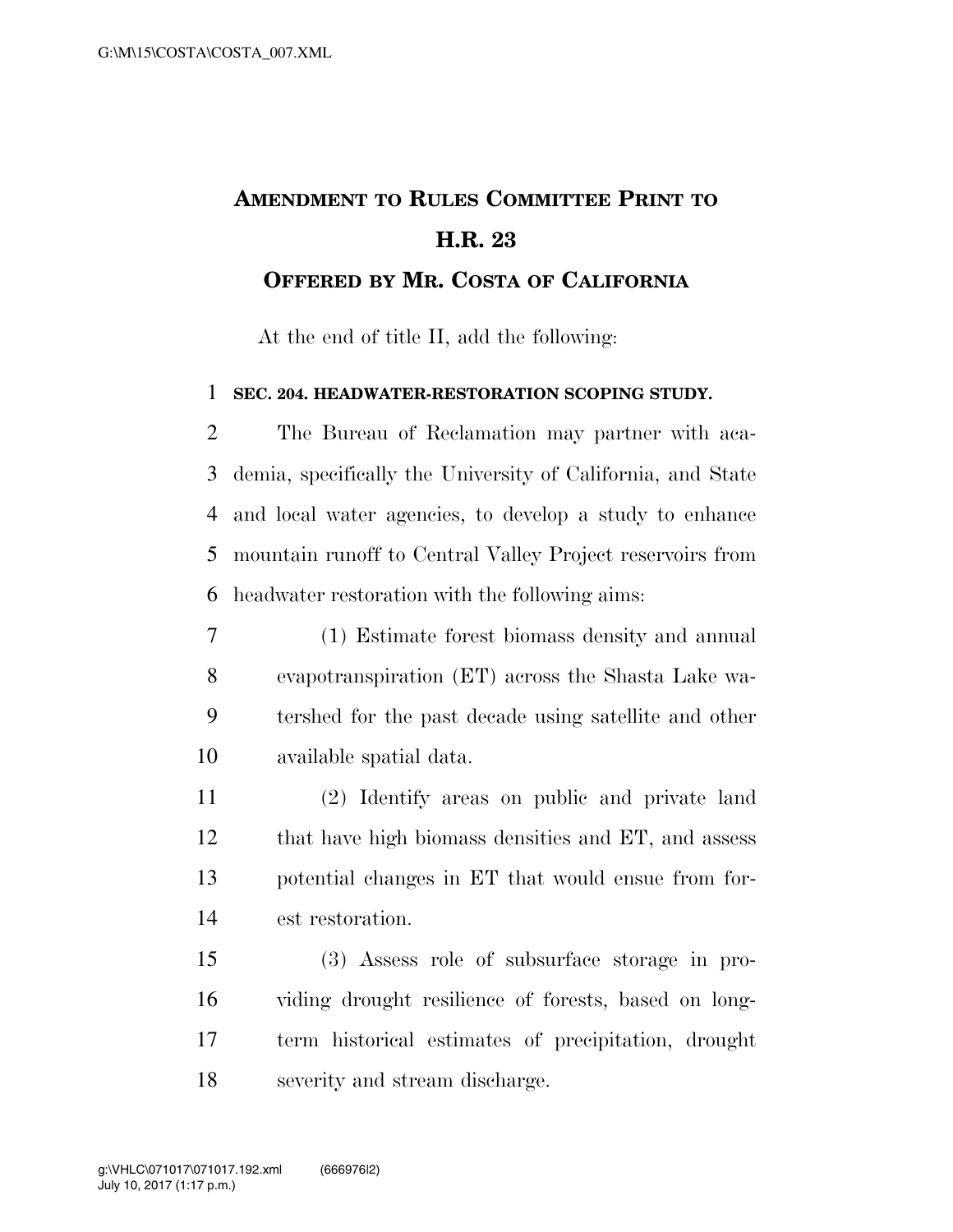# AMENDMENT TO RULES COMMITTEE PRINT TO H.R. 23

## OFFERED BY MR. COSTA OF CALIFORNIA

At the end of title II, add the following:

**SEC. 204. HEADWATER-RESTORATION SCOPING STUDY.**

The Bureau of Reclamation may partner with academia, specifically the University of California, and State and local water agencies, to develop a study to enhance mountain runoff to Central Valley Project reservoirs from headwater restoration with the following aims:

(1) Estimate forest biomass density and annual evapotranspiration (ET) across the Shasta Lake watershed for the past decade using satellite and other available spatial data.

(2) Identify areas on public and private land that have high biomass densities and ET, and assess potential changes in ET that would ensue from forest restoration.

(3) Assess role of subsurface storage in providing drought resilience of forests, based on long-term historical estimates of precipitation, drought severity and stream discharge.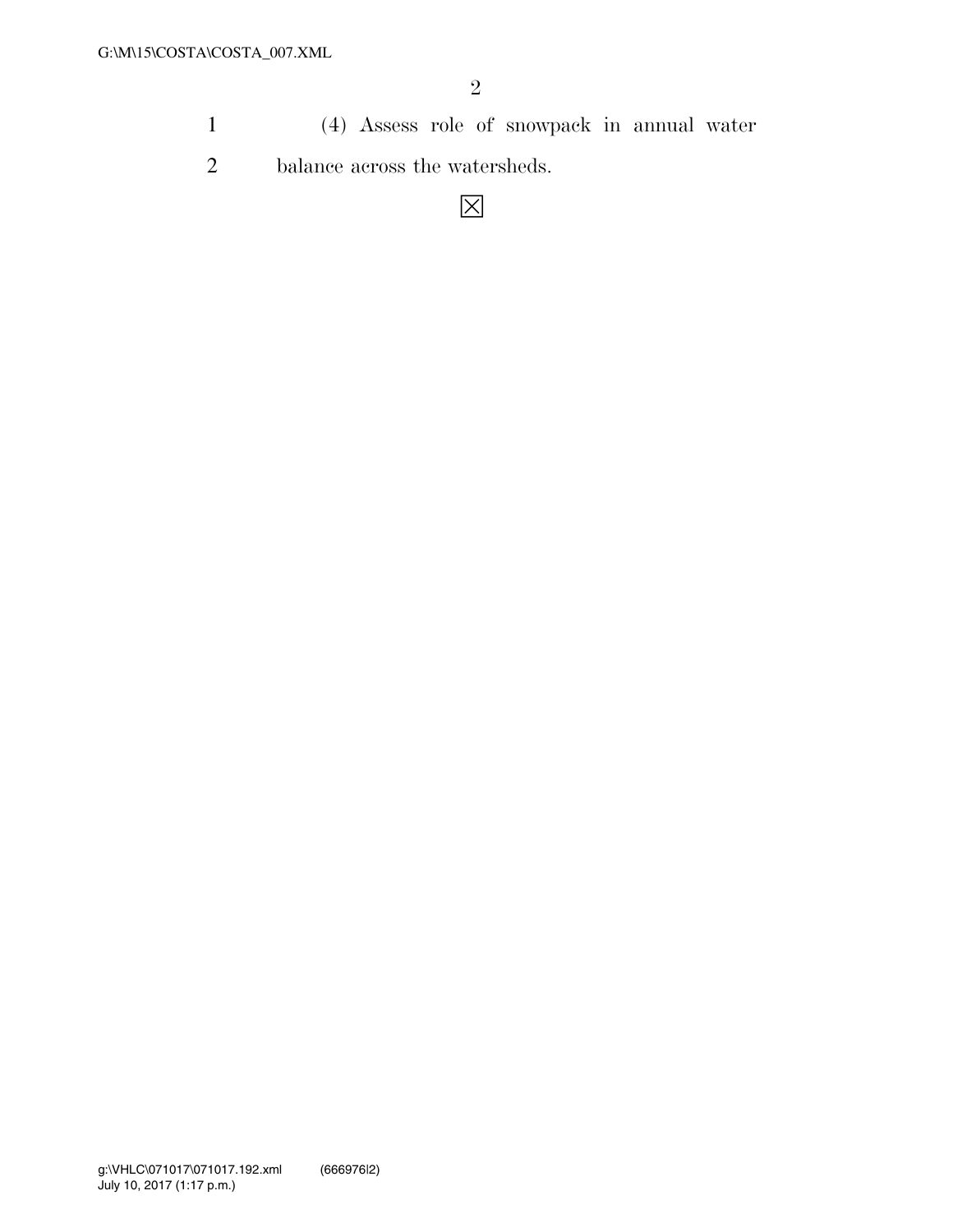(4) Assess role of snowpack in annual water balance across the watersheds.

☒